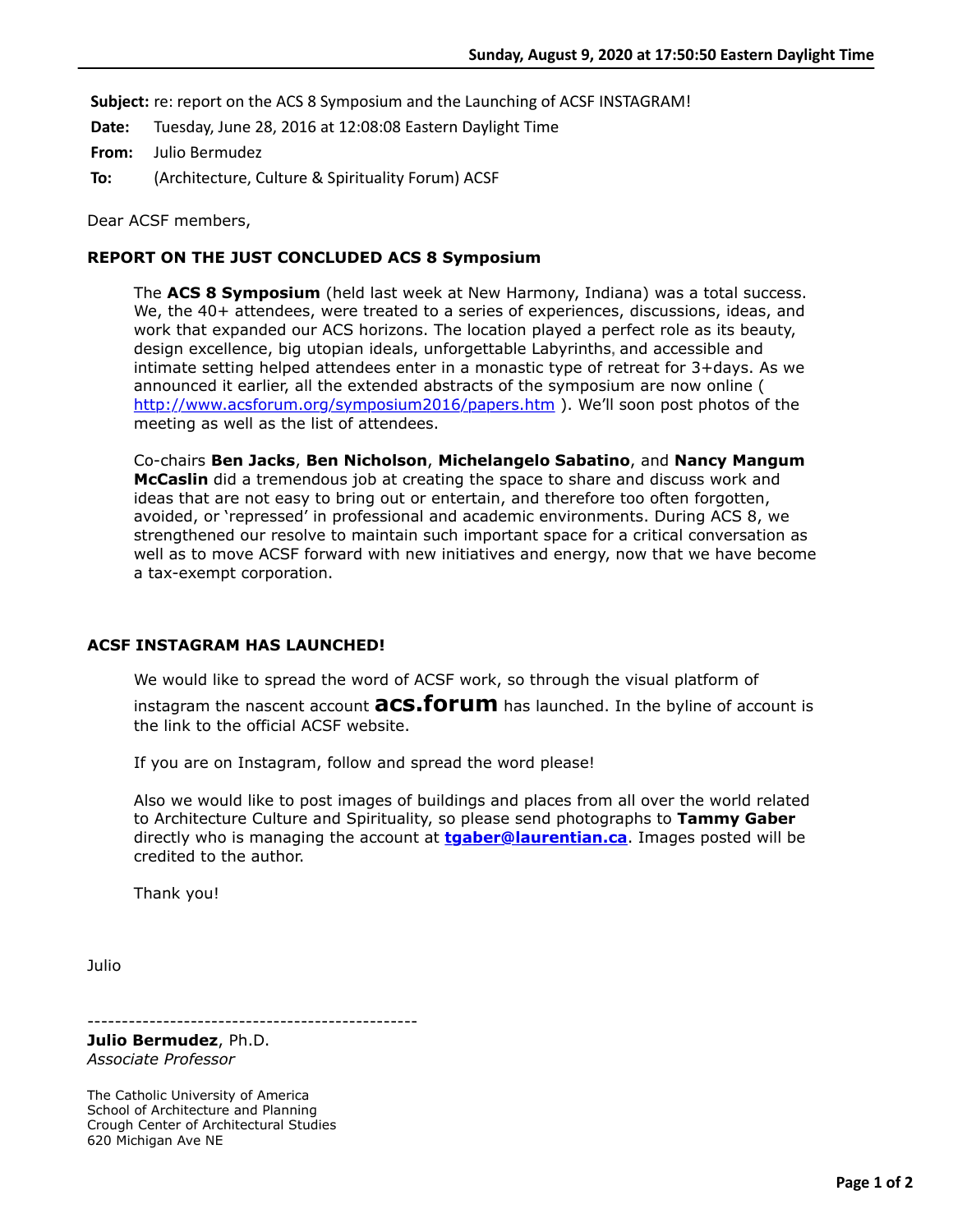Sunday, August 9, 2020 at 17:50:50 Eastern Daylight Time

**Subject:** re: report on the ACS 8 Symposium and the Launching of ACSF INSTAGRAM!

**Date:** Tuesday, June 28, 2016 at 12:08:08 Eastern Daylight Time

**From:** Julio Bermudez

**To:** (Architecture, Culture & Spirituality Forum) ACSF

Dear ACSF members,

**REPORT ON THE JUST CONCLUDED ACS 8 Symposium**

The **ACS 8 Symposium** (held last week at New Harmony, Indiana) was a total success. We, the 40+ attendees, were treated to a series of experiences, discussions, ideas, and work that expanded our ACS horizons. The location played a perfect role as its beauty, design excellence, big utopian ideals, unforgettable Labyrinths, and accessible and intimate setting helped attendees enter in a monastic type of retreat for 3+days. As we announced it earlier, all the extended abstracts of the symposium are now online ( http://www.acsforum.org/symposium2016/papers.htm ). We'll soon post photos of the meeting as well as the list of attendees.

Co-chairs **Ben Jacks**, **Ben Nicholson**, **Michelangelo Sabatino**, and **Nancy Mangum McCaslin** did a tremendous job at creating the space to share and discuss work and ideas that are not easy to bring out or entertain, and therefore too often forgotten, avoided, or 'repressed' in professional and academic environments. During ACS 8, we strengthened our resolve to maintain such important space for a critical conversation as well as to move ACSF forward with new initiatives and energy, now that we have become a tax-exempt corporation.

**ACSF INSTAGRAM HAS LAUNCHED!**

We would like to spread the word of ACSF work, so through the visual platform of instagram the nascent account **acs.forum** has launched. In the byline of account is the link to the official ACSF website.

If you are on Instagram, follow and spread the word please!

Also we would like to post images of buildings and places from all over the world related to Architecture Culture and Spirituality, so please send photographs to **Tammy Gaber** directly who is managing the account at **tgaber@laurentian.ca**. Images posted will be credited to the author.

Thank you!

Julio

------------------------------------------------

**Julio Bermudez**, Ph.D.
*Associate Professor*

The Catholic University of America
School of Architecture and Planning
Crough Center of Architectural Studies
620 Michigan Ave NE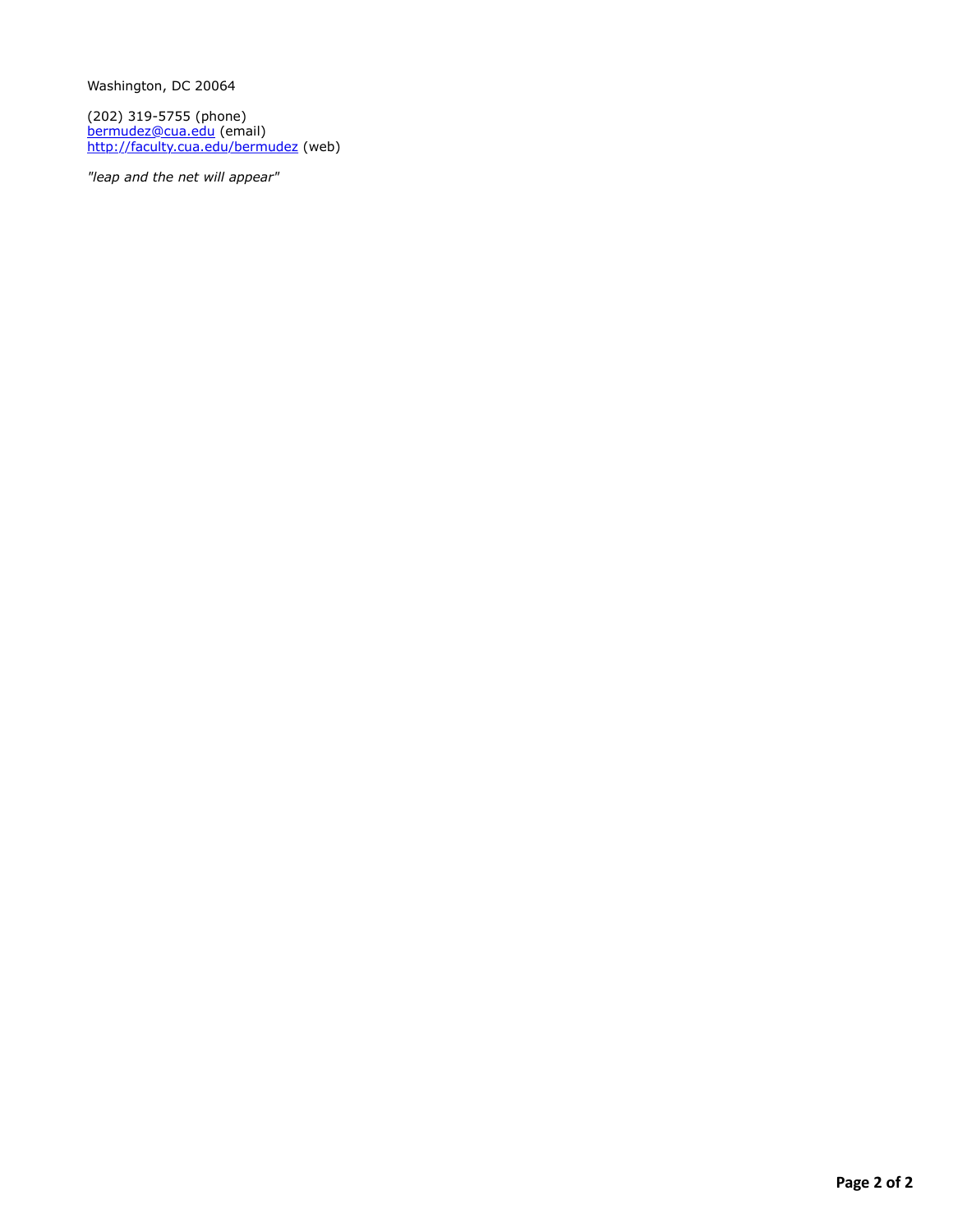Washington, DC 20064

(202) 319-5755 (phone)
[bermudez@cua.edu](mailto:bermudez@cua.edu) (email)
[http://faculty.cua.edu/bermudez](http://faculty.cua.edu/bermudez) (web)

*"leap and the net will appear"*